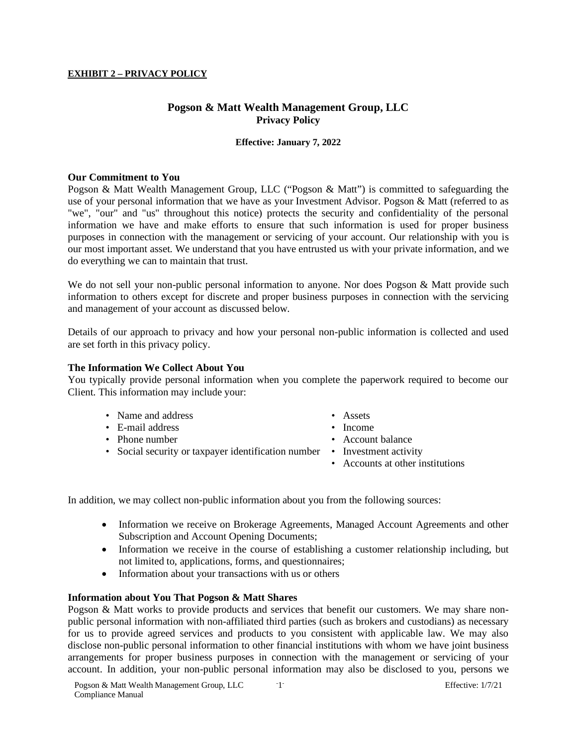**EXHIBIT 2 – PRIVACY POLICY**

## Pogson & Matt Wealth Management Group, LLC
### Privacy Policy

**Effective: January 7, 2022**

**Our Commitment to You**

Pogson & Matt Wealth Management Group, LLC ("Pogson & Matt") is committed to safeguarding the use of your personal information that we have as your Investment Advisor. Pogson & Matt (referred to as "we", "our" and "us" throughout this notice) protects the security and confidentiality of the personal information we have and make efforts to ensure that such information is used for proper business purposes in connection with the management or servicing of your account. Our relationship with you is our most important asset. We understand that you have entrusted us with your private information, and we do everything we can to maintain that trust.

We do not sell your non-public personal information to anyone. Nor does Pogson & Matt provide such information to others except for discrete and proper business purposes in connection with the servicing and management of your account as discussed below.

Details of our approach to privacy and how your personal non-public information is collected and used are set forth in this privacy policy.

**The Information We Collect About You**

You typically provide personal information when you complete the paperwork required to become our Client. This information may include your:

- Name and address
- E-mail address
- Phone number
- Social security or taxpayer identification number
- Assets
- Income
- Account balance
- Investment activity
- Accounts at other institutions

In addition, we may collect non-public information about you from the following sources:

- Information we receive on Brokerage Agreements, Managed Account Agreements and other Subscription and Account Opening Documents;
- Information we receive in the course of establishing a customer relationship including, but not limited to, applications, forms, and questionnaires;
- Information about your transactions with us or others

**Information about You That Pogson & Matt Shares**

Pogson & Matt works to provide products and services that benefit our customers. We may share non-public personal information with non-affiliated third parties (such as brokers and custodians) as necessary for us to provide agreed services and products to you consistent with applicable law. We may also disclose non-public personal information to other financial institutions with whom we have joint business arrangements for proper business purposes in connection with the management or servicing of your account. In addition, your non-public personal information may also be disclosed to you, persons we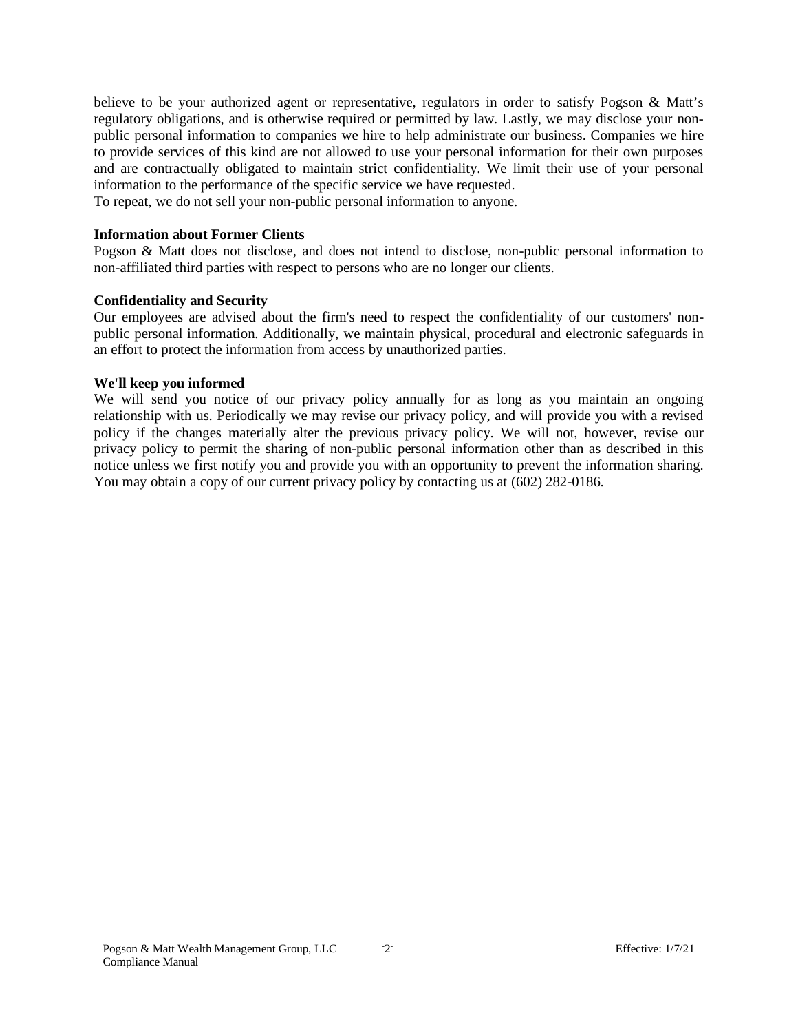believe to be your authorized agent or representative, regulators in order to satisfy Pogson & Matt's regulatory obligations, and is otherwise required or permitted by law. Lastly, we may disclose your non-public personal information to companies we hire to help administrate our business. Companies we hire to provide services of this kind are not allowed to use your personal information for their own purposes and are contractually obligated to maintain strict confidentiality. We limit their use of your personal information to the performance of the specific service we have requested.
To repeat, we do not sell your non-public personal information to anyone.

**Information about Former Clients**
Pogson & Matt does not disclose, and does not intend to disclose, non-public personal information to non-affiliated third parties with respect to persons who are no longer our clients.

**Confidentiality and Security**
Our employees are advised about the firm's need to respect the confidentiality of our customers' non-public personal information. Additionally, we maintain physical, procedural and electronic safeguards in an effort to protect the information from access by unauthorized parties.

**We'll keep you informed**
We will send you notice of our privacy policy annually for as long as you maintain an ongoing relationship with us. Periodically we may revise our privacy policy, and will provide you with a revised policy if the changes materially alter the previous privacy policy. We will not, however, revise our privacy policy to permit the sharing of non-public personal information other than as described in this notice unless we first notify you and provide you with an opportunity to prevent the information sharing. You may obtain a copy of our current privacy policy by contacting us at (602) 282-0186.